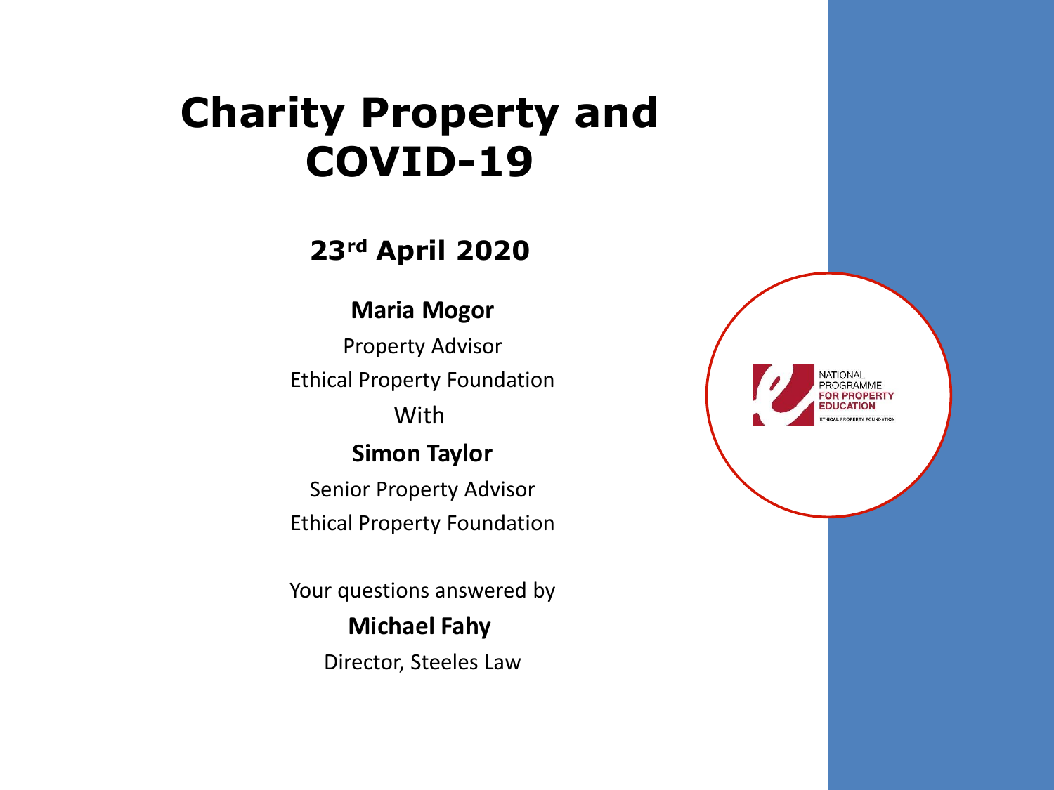# Charity Property and COVID-19

## 23rd April 2020

**Maria Mogor**

Property Advisor

Ethical Property Foundation

With

**Simon Taylor**

Senior Property Advisor

Ethical Property Foundation

Your questions answered by

**Michael Fahy**

Director, Steeles Law

NATIONAL PROGRAMME FOR PROPERTY EDUCATION

ETHICAL PROPERTY FOUNDATION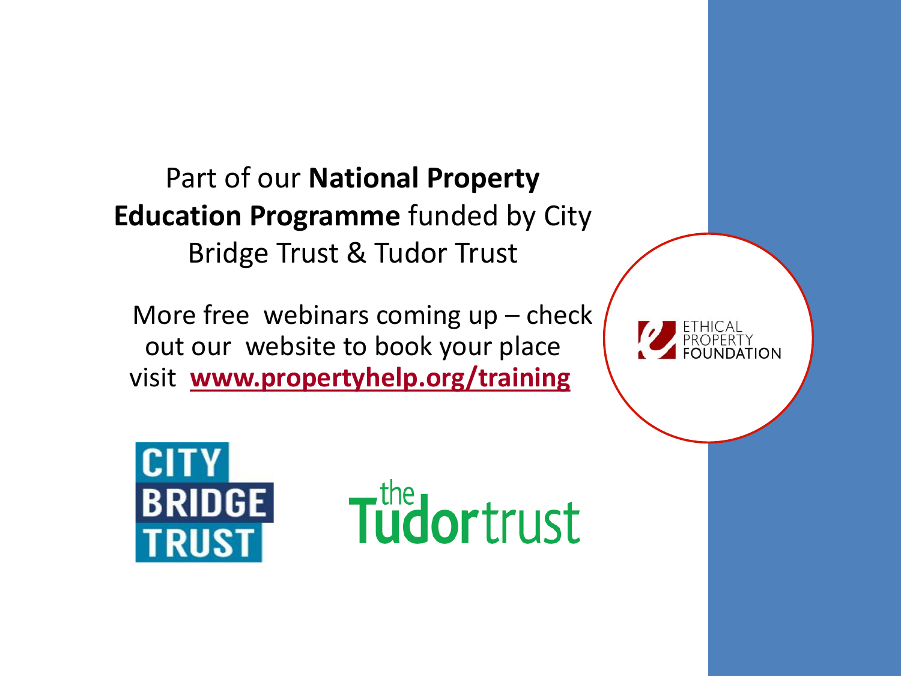Part of our **National Property Education Programme** funded by City Bridge Trust & Tudor Trust

More free webinars coming up – check out our website to book your place visit **www.propertyhelp.org/training**

ETHICAL PROPERTY FOUNDATION

CITY BRIDGE TRUST

the Tudortrust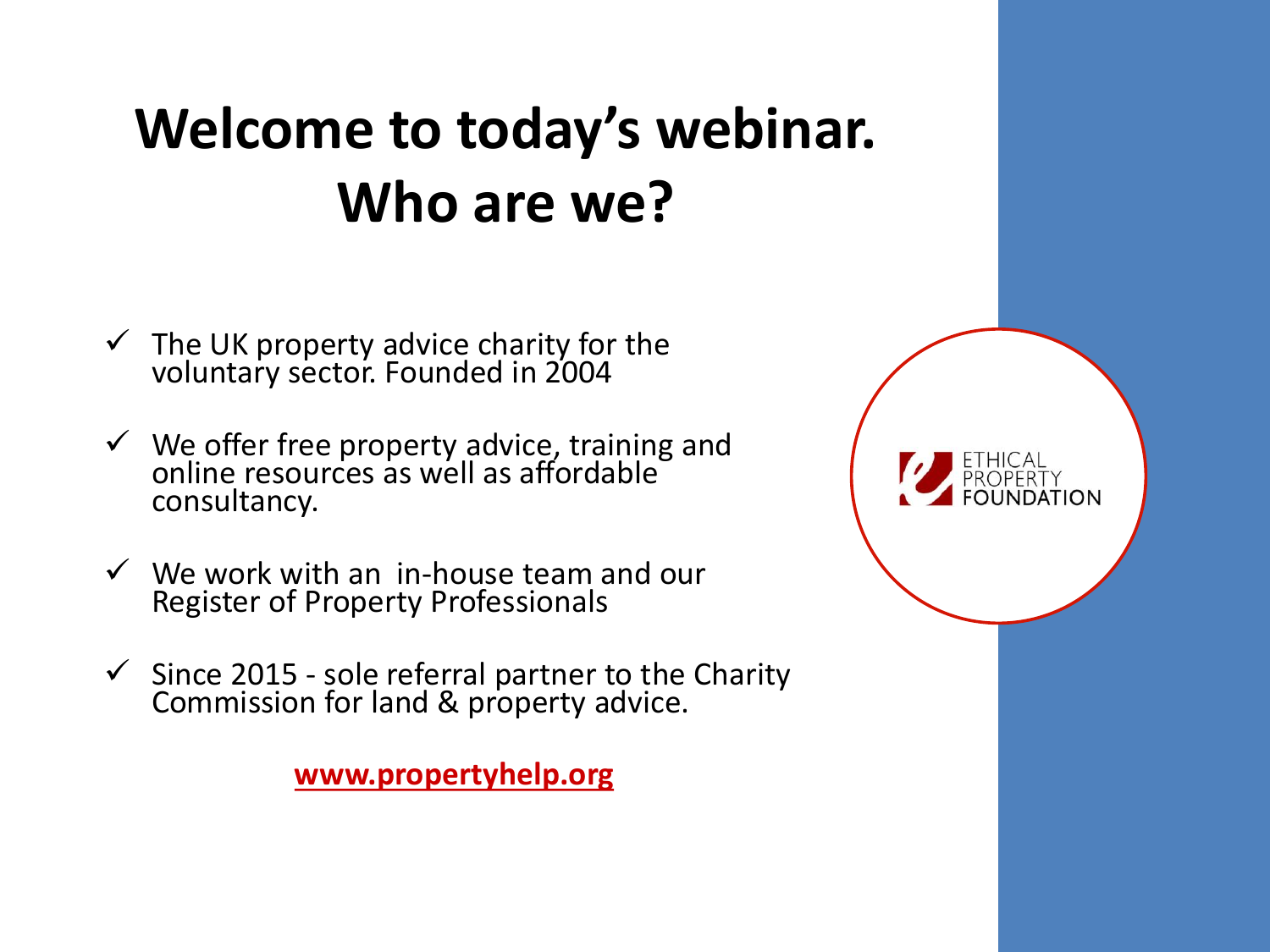# Welcome to today's webinar. Who are we?

- ✓ The UK property advice charity for the voluntary sector. Founded in 2004
- ✓ We offer free property advice, training and online resources as well as affordable consultancy.
- ✓ We work with an in-house team and our Register of Property Professionals
- ✓ Since 2015 - sole referral partner to the Charity Commission for land & property advice.

**www.propertyhelp.org**

ETHICAL PROPERTY FOUNDATION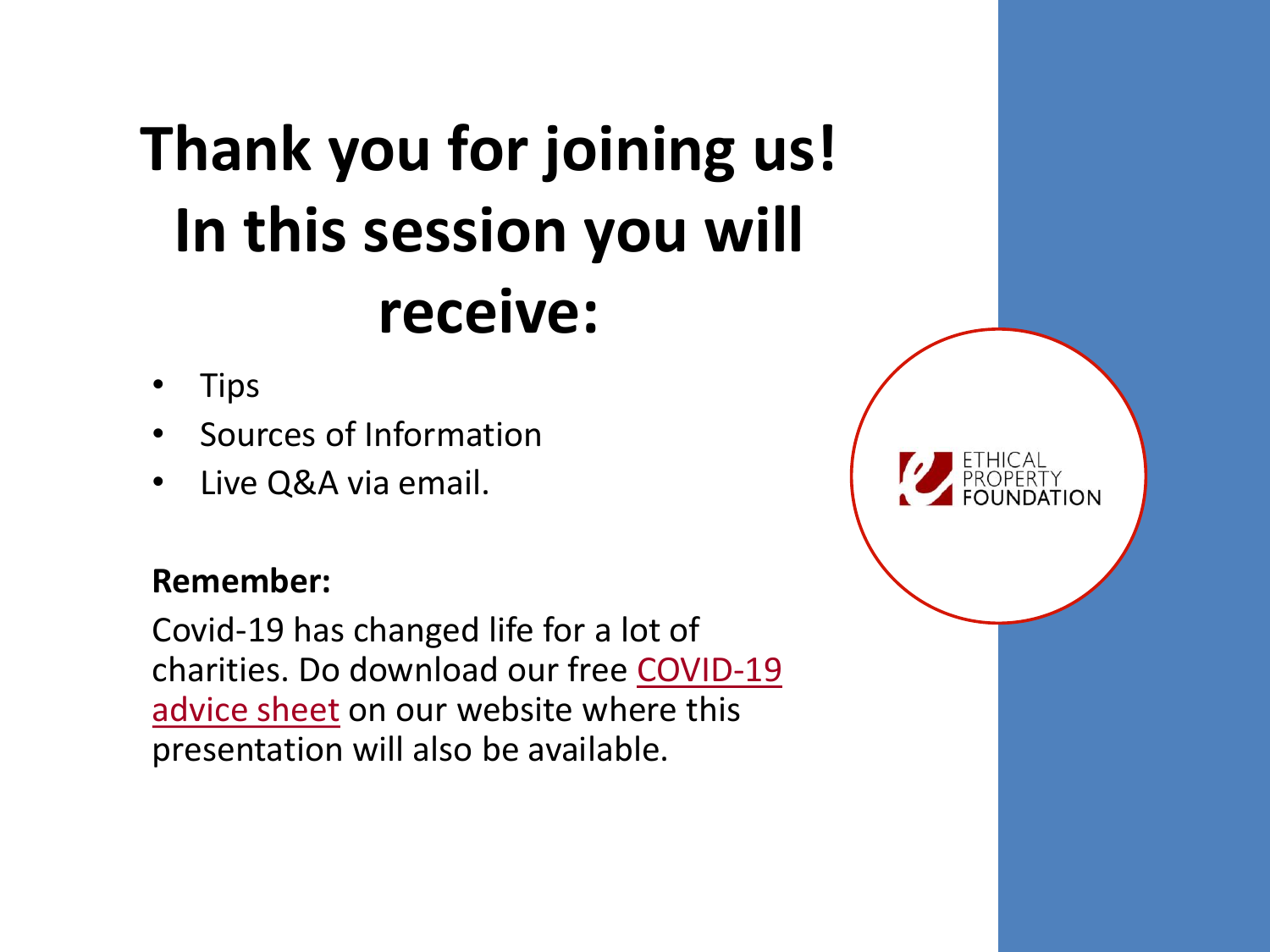# Thank you for joining us! In this session you will receive:

- Tips
- Sources of Information
- Live Q&A via email.

**Remember:**

Covid-19 has changed life for a lot of charities. Do download our free COVID-19 advice sheet on our website where this presentation will also be available.

ETHICAL PROPERTY FOUNDATION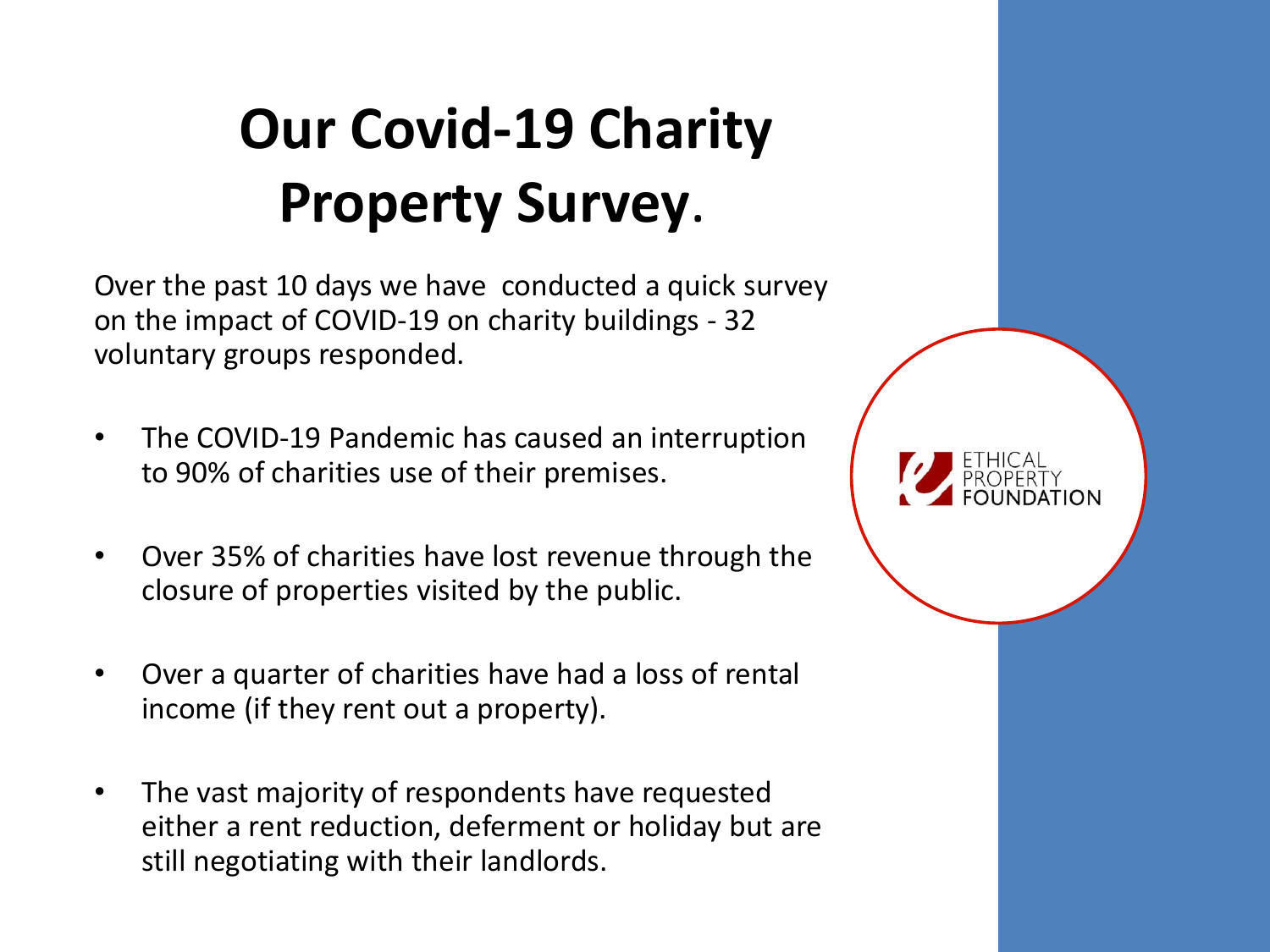# Our Covid-19 Charity Property Survey.

Over the past 10 days we have conducted a quick survey on the impact of COVID-19 on charity buildings - 32 voluntary groups responded.

- The COVID-19 Pandemic has caused an interruption to 90% of charities use of their premises.
- Over 35% of charities have lost revenue through the closure of properties visited by the public.
- Over a quarter of charities have had a loss of rental income (if they rent out a property).
- The vast majority of respondents have requested either a rent reduction, deferment or holiday but are still negotiating with their landlords.

ETHICAL PROPERTY FOUNDATION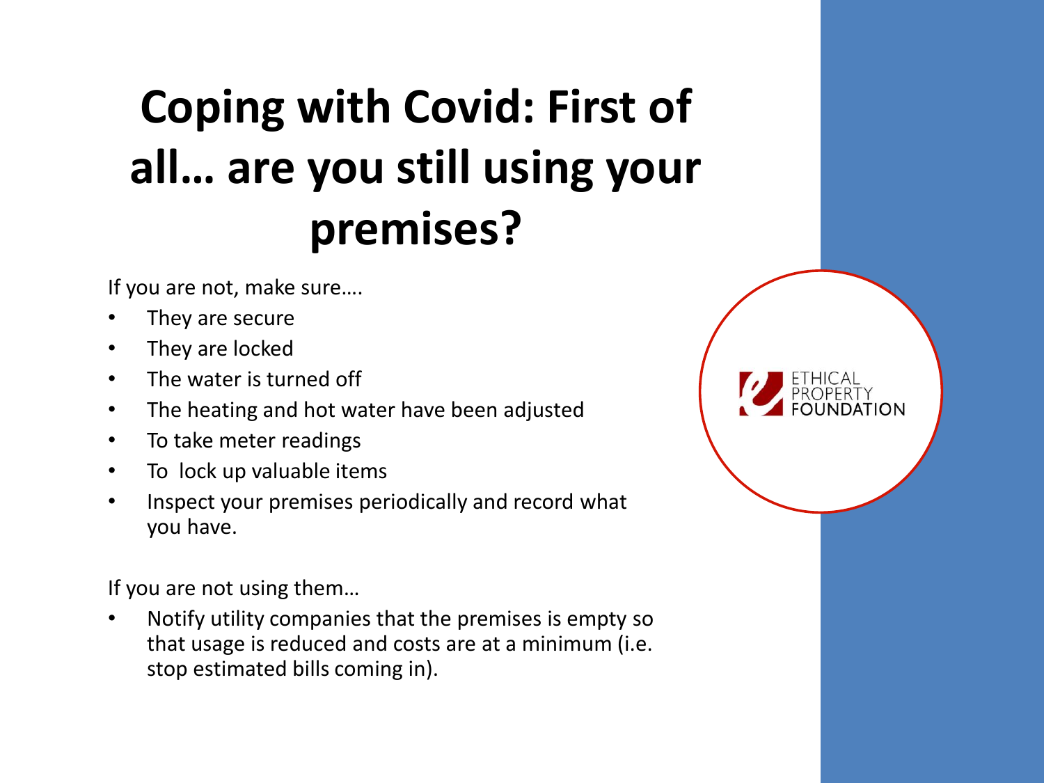# Coping with Covid: First of all… are you still using your premises?

If you are not, make sure….

- They are secure
- They are locked
- The water is turned off
- The heating and hot water have been adjusted
- To take meter readings
- To lock up valuable items
- Inspect your premises periodically and record what you have.

If you are not using them…

- Notify utility companies that the premises is empty so that usage is reduced and costs are at a minimum (i.e. stop estimated bills coming in).

ETHICAL PROPERTY FOUNDATION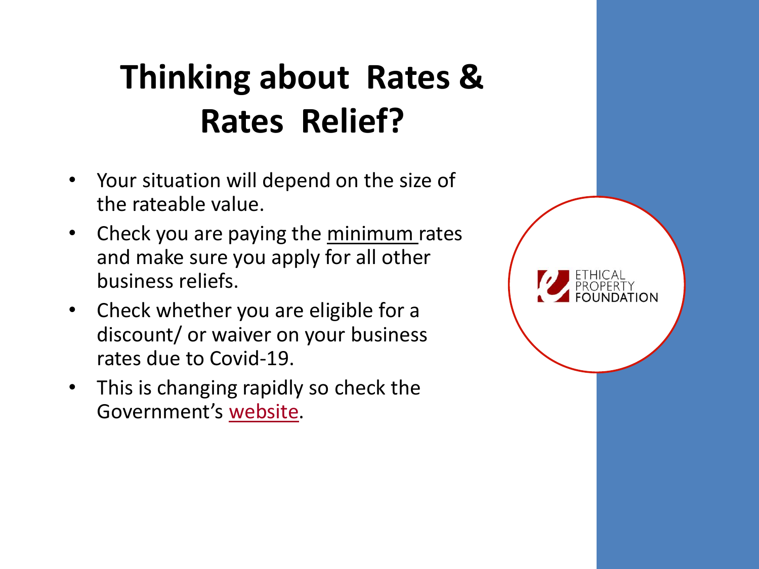# Thinking about Rates & Rates Relief?

- Your situation will depend on the size of the rateable value.
- Check you are paying the minimum rates and make sure you apply for all other business reliefs.
- Check whether you are eligible for a discount/ or waiver on your business rates due to Covid-19.
- This is changing rapidly so check the Government's website.

ETHICAL PROPERTY FOUNDATION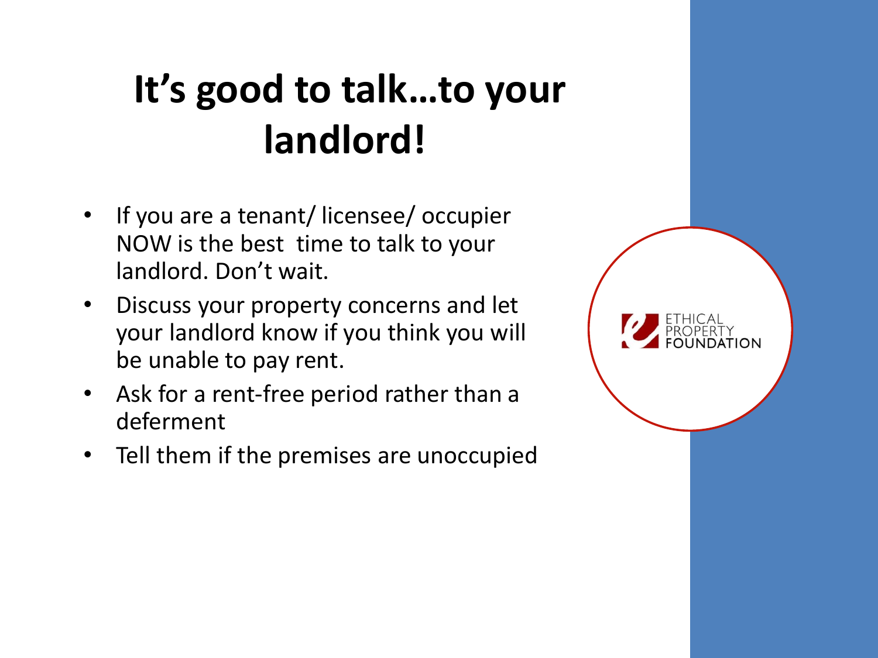# It's good to talk…to your landlord!

- If you are a tenant/ licensee/ occupier NOW is the best time to talk to your landlord. Don't wait.
- Discuss your property concerns and let your landlord know if you think you will be unable to pay rent.
- Ask for a rent-free period rather than a deferment
- Tell them if the premises are unoccupied

ETHICAL PROPERTY FOUNDATION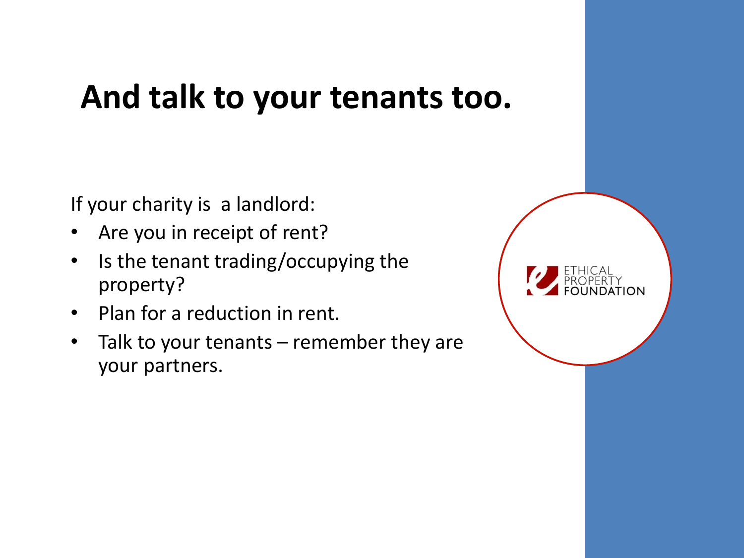# And talk to your tenants too.

If your charity is a landlord:

- Are you in receipt of rent?
- Is the tenant trading/occupying the property?
- Plan for a reduction in rent.
- Talk to your tenants – remember they are your partners.

ETHICAL PROPERTY FOUNDATION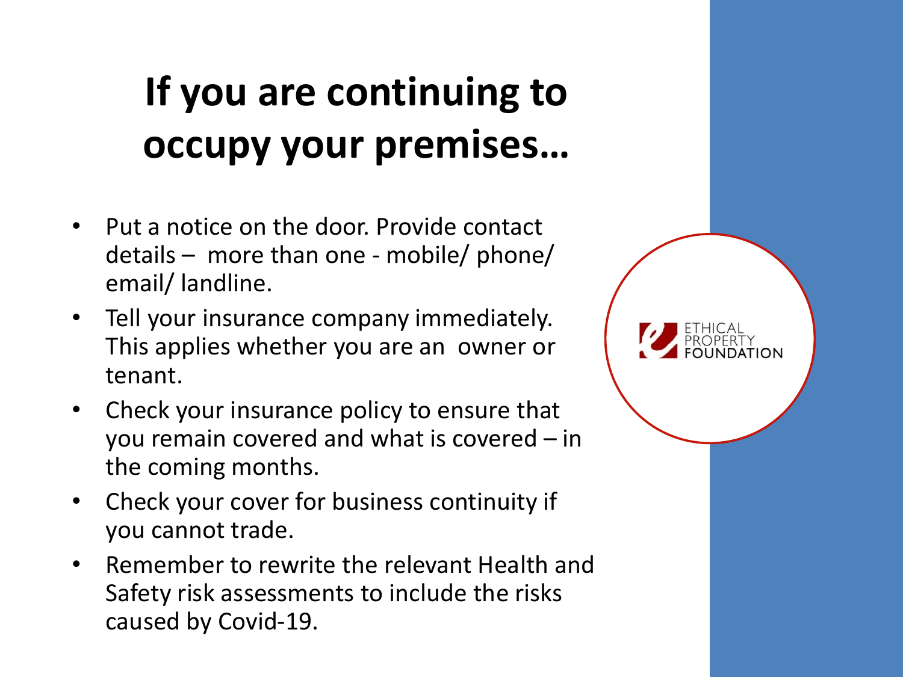# If you are continuing to occupy your premises…

- Put a notice on the door. Provide contact details – more than one - mobile/ phone/ email/ landline.
- Tell your insurance company immediately. This applies whether you are an owner or tenant.
- Check your insurance policy to ensure that you remain covered and what is covered – in the coming months.
- Check your cover for business continuity if you cannot trade.
- Remember to rewrite the relevant Health and Safety risk assessments to include the risks caused by Covid-19.

ETHICAL PROPERTY FOUNDATION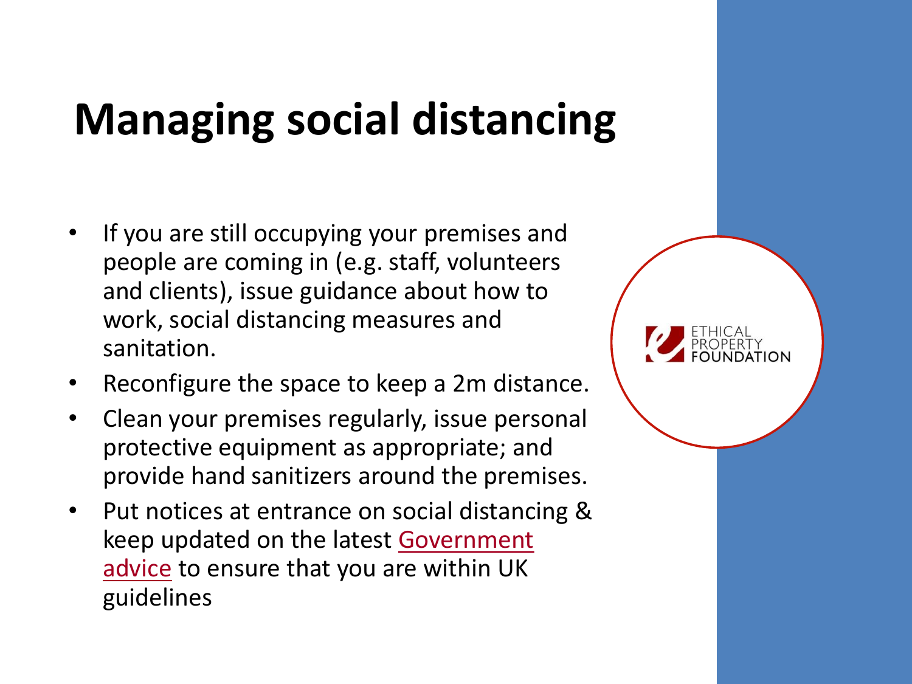# Managing social distancing

- If you are still occupying your premises and people are coming in (e.g. staff, volunteers and clients), issue guidance about how to work, social distancing measures and sanitation.
- Reconfigure the space to keep a 2m distance.
- Clean your premises regularly, issue personal protective equipment as appropriate; and provide hand sanitizers around the premises.
- Put notices at entrance on social distancing & keep updated on the latest Government advice to ensure that you are within UK guidelines

ETHICAL PROPERTY FOUNDATION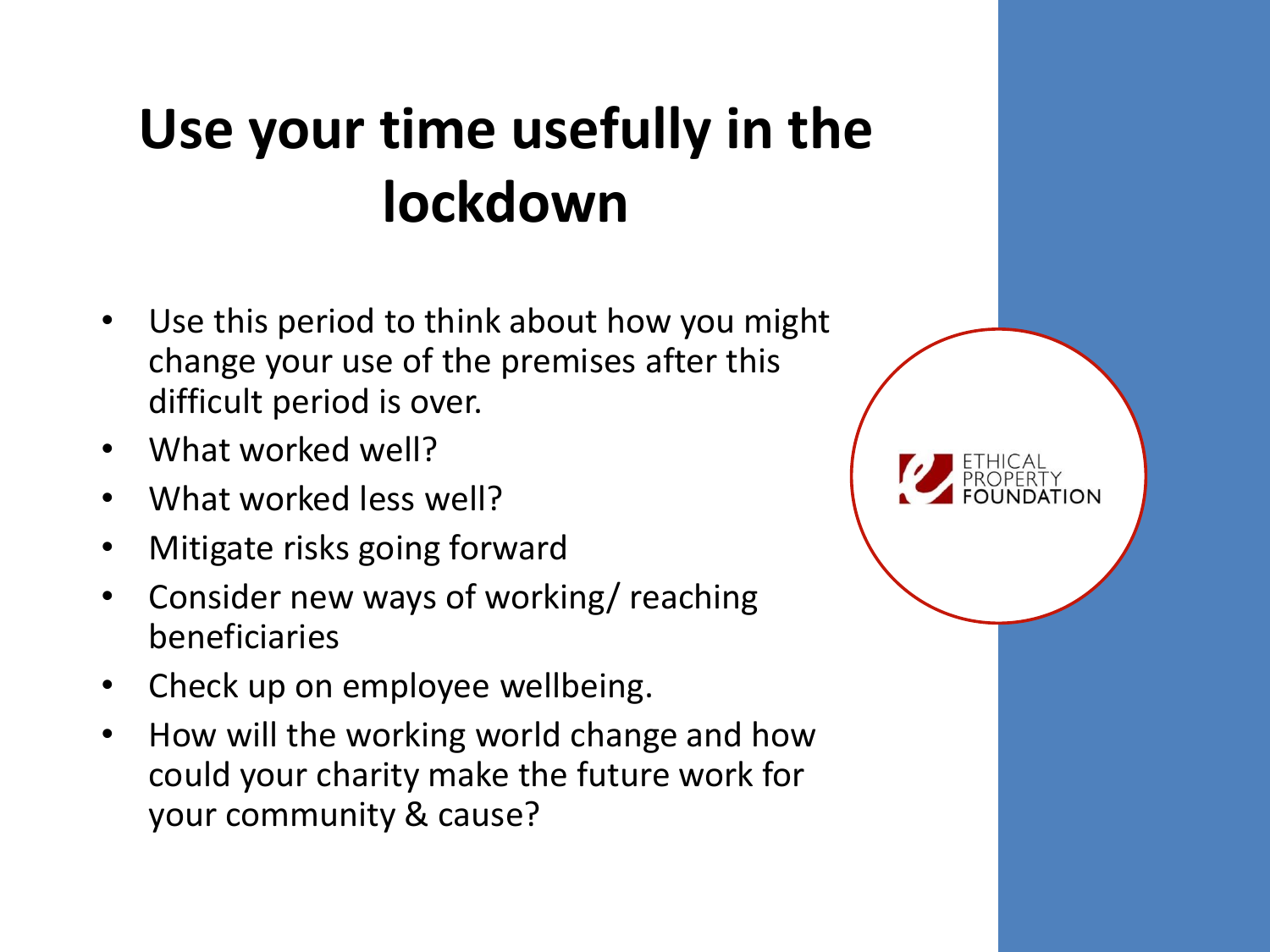# Use your time usefully in the lockdown

- Use this period to think about how you might change your use of the premises after this difficult period is over.
- What worked well?
- What worked less well?
- Mitigate risks going forward
- Consider new ways of working/ reaching beneficiaries
- Check up on employee wellbeing.
- How will the working world change and how could your charity make the future work for your community & cause?

ETHICAL PROPERTY FOUNDATION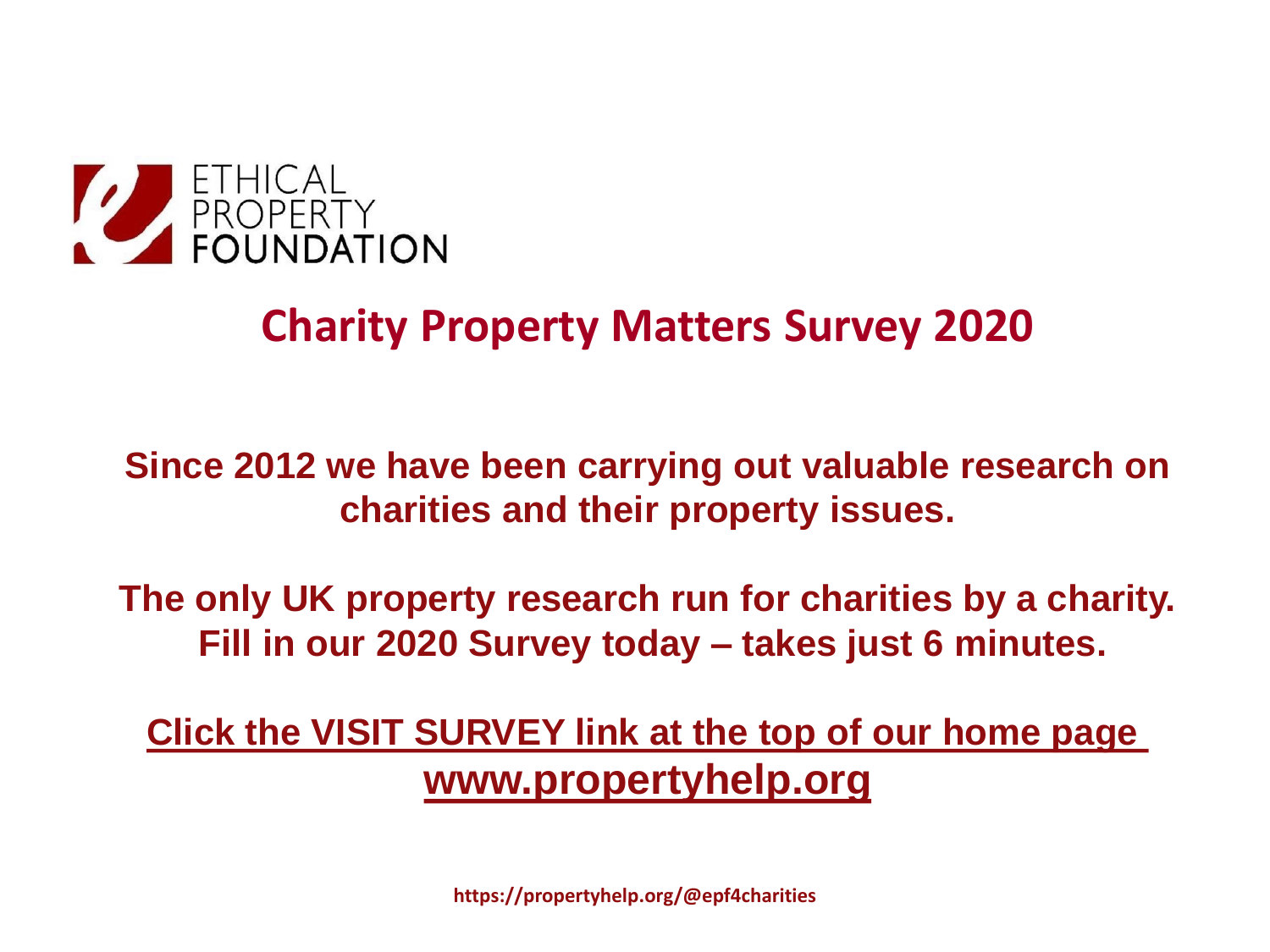ETHICAL PROPERTY FOUNDATION

## Charity Property Matters Survey 2020

**Since 2012 we have been carrying out valuable research on charities and their property issues.**

**The only UK property research run for charities by a charity. Fill in our 2020 Survey today – takes just 6 minutes.**

**Click the VISIT SURVEY link at the top of our home page www.propertyhelp.org**

**https://propertyhelp.org/@epf4charities**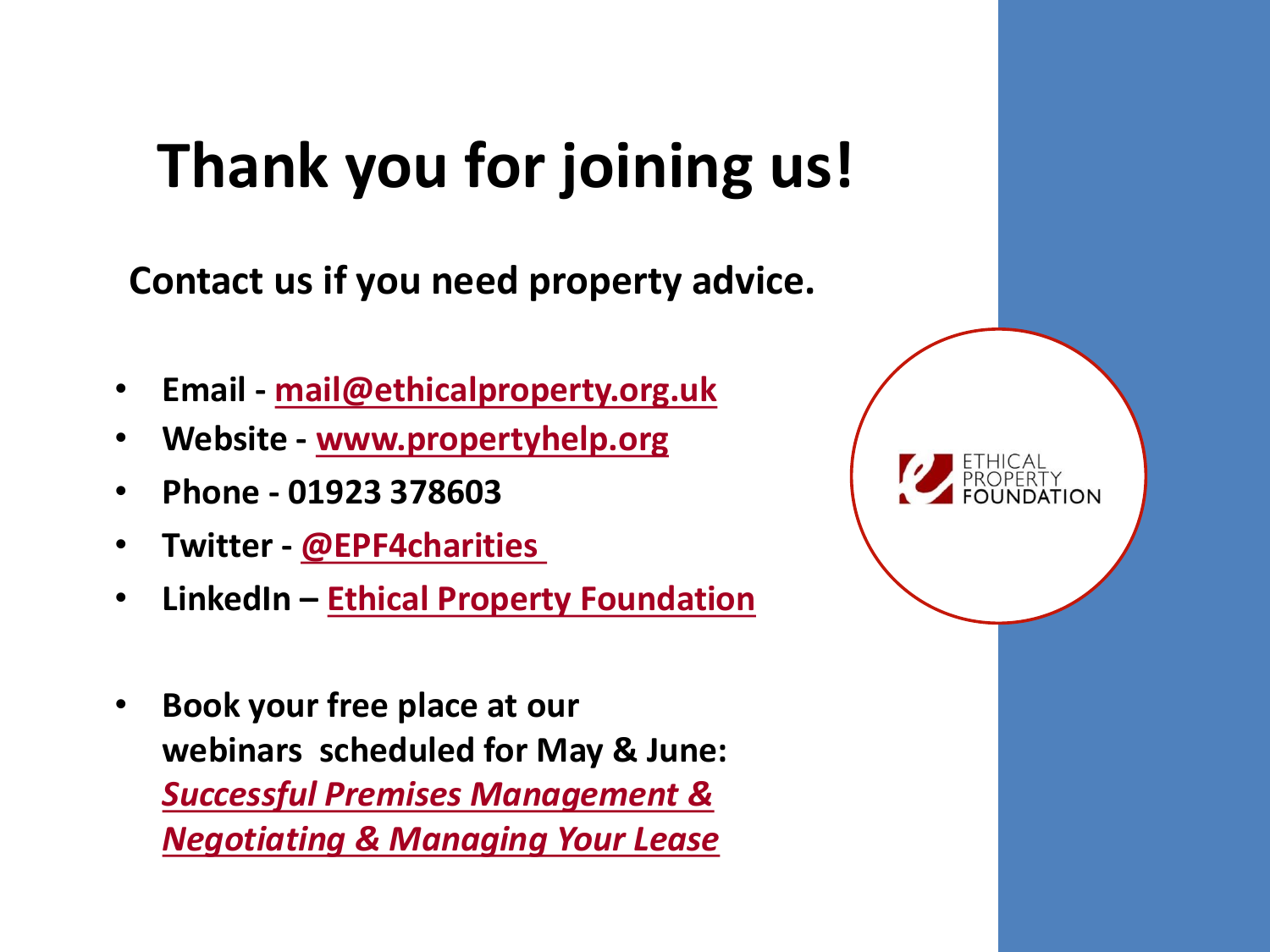# Thank you for joining us!

**Contact us if you need property advice.**

- **Email - mail@ethicalproperty.org.uk**
- **Website - www.propertyhelp.org**
- **Phone - 01923 378603**
- **Twitter - @EPF4charities**
- **LinkedIn – Ethical Property Foundation**

- **Book your free place at our webinars scheduled for May & June: *Successful Premises Management & Negotiating & Managing Your Lease***

ETHICAL PROPERTY FOUNDATION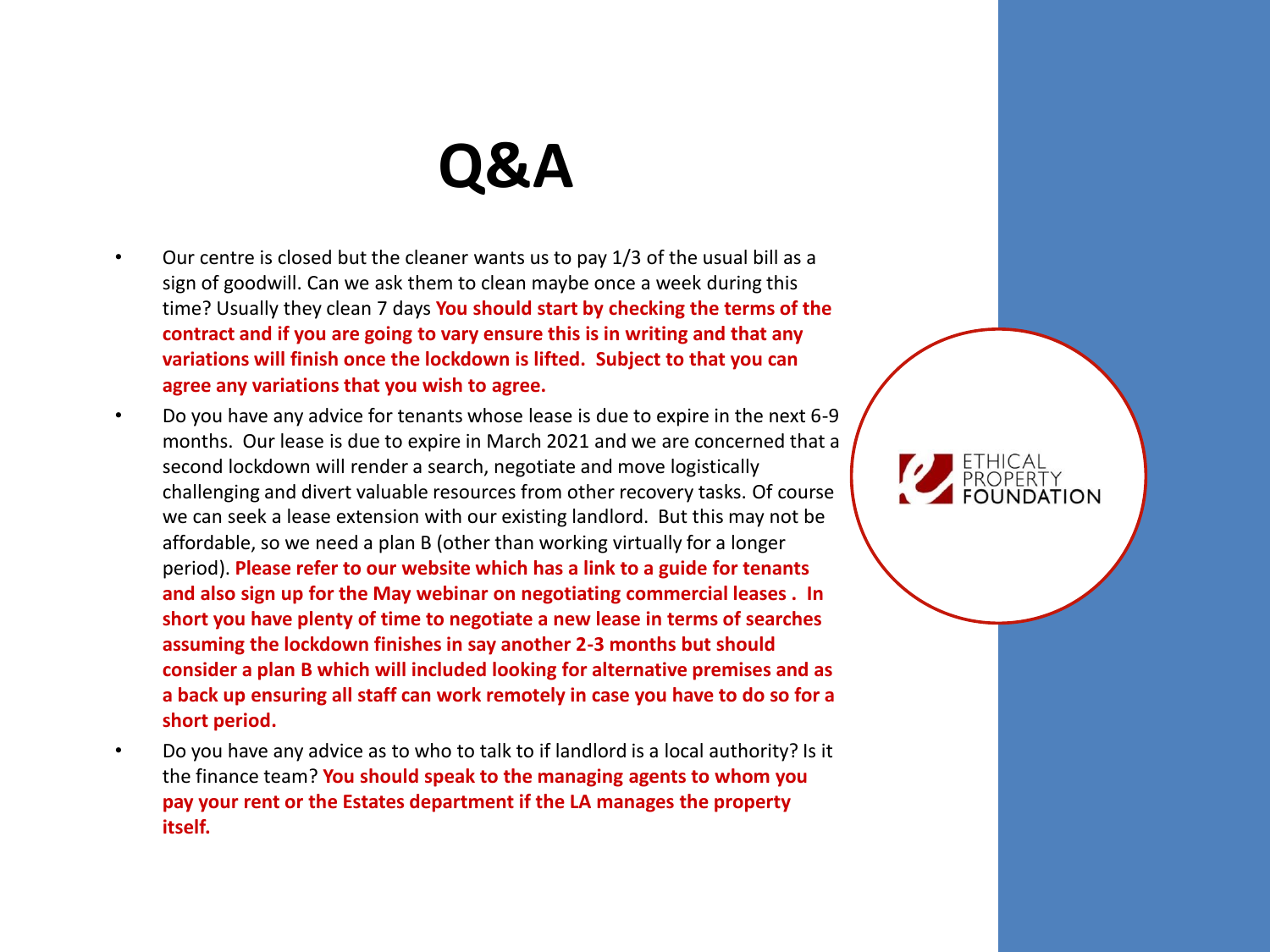# Q&A

- Our centre is closed but the cleaner wants us to pay 1/3 of the usual bill as a sign of goodwill. Can we ask them to clean maybe once a week during this time? Usually they clean 7 days **You should start by checking the terms of the contract and if you are going to vary ensure this is in writing and that any variations will finish once the lockdown is lifted. Subject to that you can agree any variations that you wish to agree.**
- Do you have any advice for tenants whose lease is due to expire in the next 6-9 months. Our lease is due to expire in March 2021 and we are concerned that a second lockdown will render a search, negotiate and move logistically challenging and divert valuable resources from other recovery tasks. Of course we can seek a lease extension with our existing landlord. But this may not be affordable, so we need a plan B (other than working virtually for a longer period). **Please refer to our website which has a link to a guide for tenants and also sign up for the May webinar on negotiating commercial leases . In short you have plenty of time to negotiate a new lease in terms of searches assuming the lockdown finishes in say another 2-3 months but should consider a plan B which will included looking for alternative premises and as a back up ensuring all staff can work remotely in case you have to do so for a short period.**
- Do you have any advice as to who to talk to if landlord is a local authority? Is it the finance team? **You should speak to the managing agents to whom you pay your rent or the Estates department if the LA manages the property itself.**

ETHICAL PROPERTY FOUNDATION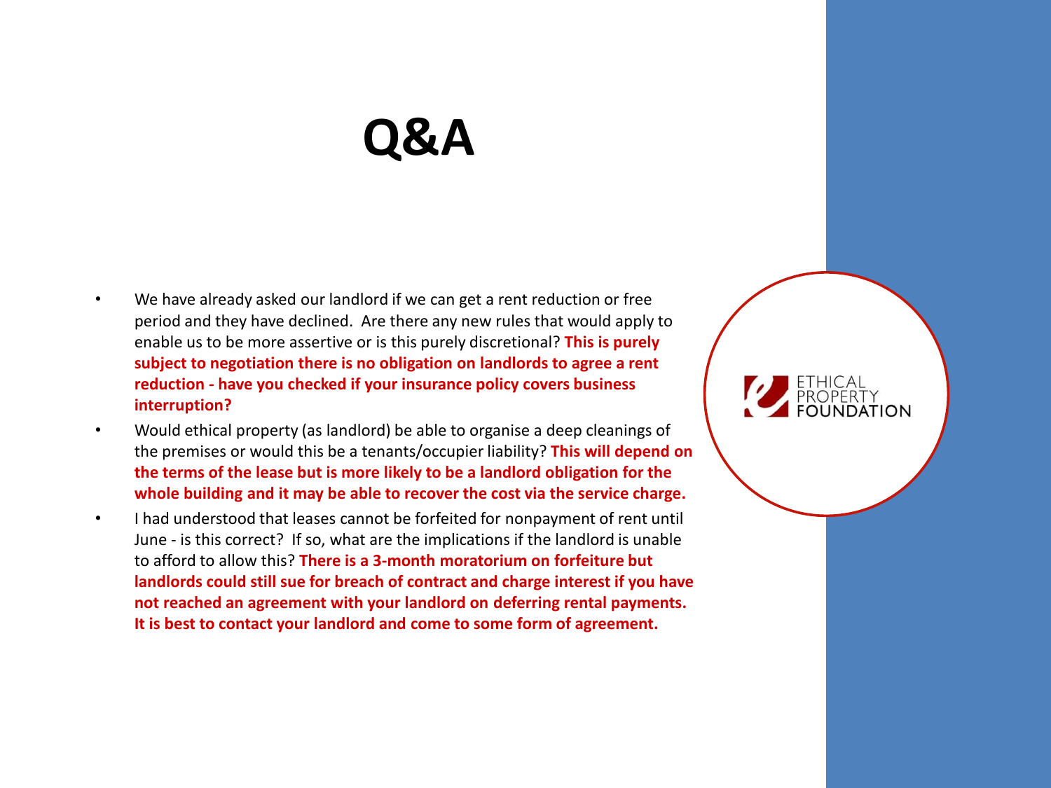# Q&A

- We have already asked our landlord if we can get a rent reduction or free period and they have declined. Are there any new rules that would apply to enable us to be more assertive or is this purely discretional? **This is purely subject to negotiation there is no obligation on landlords to agree a rent reduction - have you checked if your insurance policy covers business interruption?**
- Would ethical property (as landlord) be able to organise a deep cleanings of the premises or would this be a tenants/occupier liability? **This will depend on the terms of the lease but is more likely to be a landlord obligation for the whole building and it may be able to recover the cost via the service charge.**
- I had understood that leases cannot be forfeited for nonpayment of rent until June - is this correct? If so, what are the implications if the landlord is unable to afford to allow this? **There is a 3-month moratorium on forfeiture but landlords could still sue for breach of contract and charge interest if you have not reached an agreement with your landlord on deferring rental payments. It is best to contact your landlord and come to some form of agreement.**

ETHICAL PROPERTY FOUNDATION